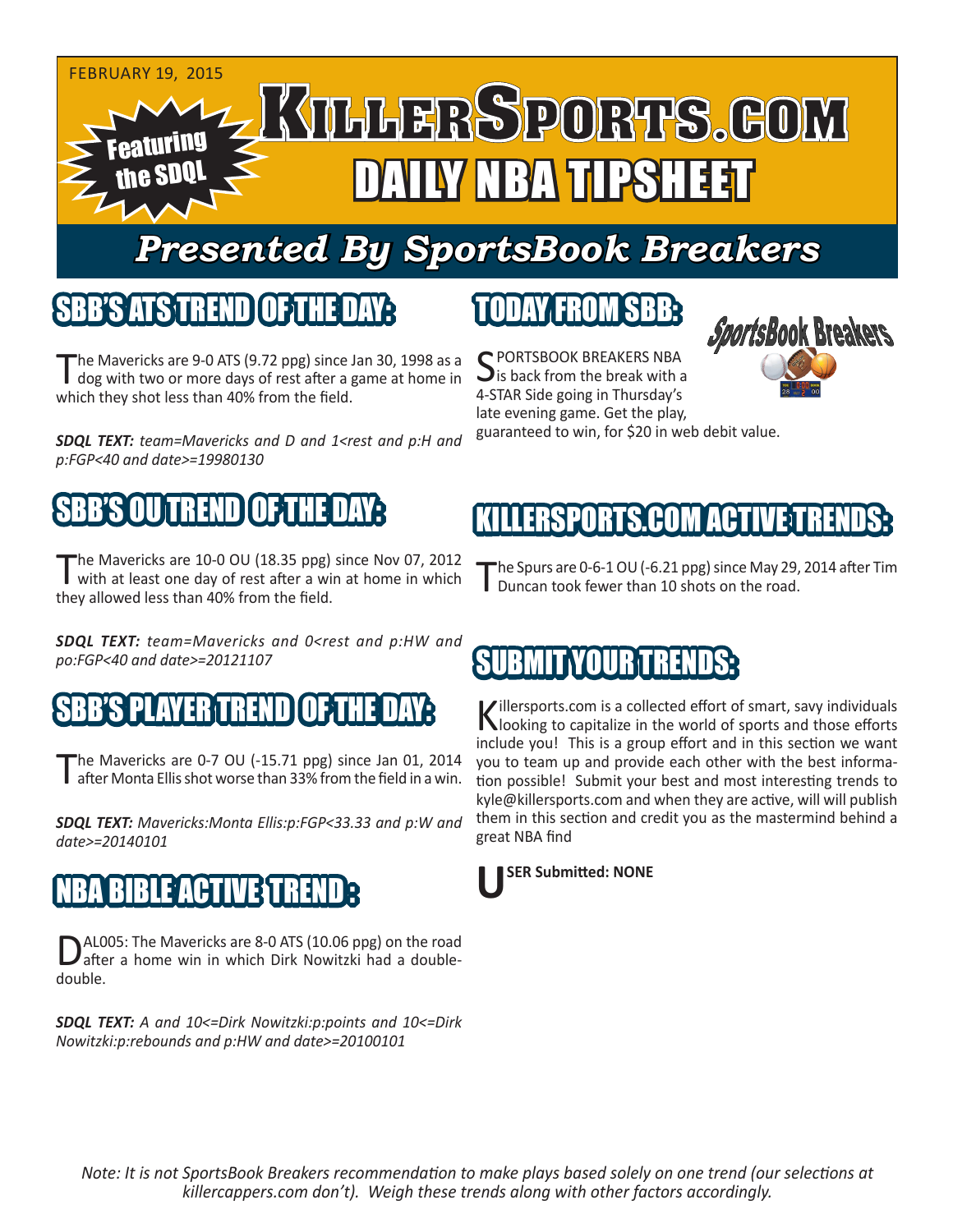FEBRUARY 19, 2015

Featuring the SDQL

# KILLERSPORTS.COM DAILY NBA TIPSHEET

## Presented By SportsBook Breakers

## SBB'S ATS TREND OF THE DAY:

The Mavericks are 9-0 ATS (9.72 ppg) since Jan 30, 1998 as a dog with two or more days of rest after a game at home in which they shot less than 40% from the field.

***SDQL TEXT:*** *team=Mavericks and D and 1<rest and p:H and p:FGP<40 and date>=19980130*

## SBB'S OU TREND OF THE DAY:

The Mavericks are 10-0 OU (18.35 ppg) since Nov 07, 2012 with at least one day of rest after a win at home in which they allowed less than 40% from the field.

***SDQL TEXT:*** *team=Mavericks and 0<rest and p:HW and po:FGP<40 and date>=20121107*

## SBB'S PLAYER TREND OF THE DAY:

The Mavericks are 0-7 OU (-15.71 ppg) since Jan 01, 2014 after Monta Ellis shot worse than 33% from the field in a win.

***SDQL TEXT:*** *Mavericks:Monta Ellis:p:FGP<33.33 and p:W and date>=20140101*

## NBA BIBLE ACTIVE TREND:

DAL005: The Mavericks are 8-0 ATS (10.06 ppg) on the road after a home win in which Dirk Nowitzki had a double-double.

***SDQL TEXT:*** *A and 10<=Dirk Nowitzki:p:points and 10<=Dirk Nowitzki:p:rebounds and p:HW and date>=20100101*

## TODAY FROM SBB:

SPORTSBOOK BREAKERS NBA is back from the break with a 4-STAR Side going in Thursday's late evening game. Get the play, guaranteed to win, for $20 in web debit value.

## KILLERSPORTS.COM ACTIVE TRENDS:

The Spurs are 0-6-1 OU (-6.21 ppg) since May 29, 2014 after Tim Duncan took fewer than 10 shots on the road.

## SUBMIT YOUR TRENDS:

Killersports.com is a collected effort of smart, savy individuals looking to capitalize in the world of sports and those efforts include you! This is a group effort and in this section we want you to team up and provide each other with the best information possible! Submit your best and most interesting trends to kyle@killersports.com and when they are active, will will publish them in this section and credit you as the mastermind behind a great NBA find

**USER Submitted: NONE**

*Note: It is not SportsBook Breakers recommendation to make plays based solely on one trend (our selections at killercappers.com don't). Weigh these trends along with other factors accordingly.*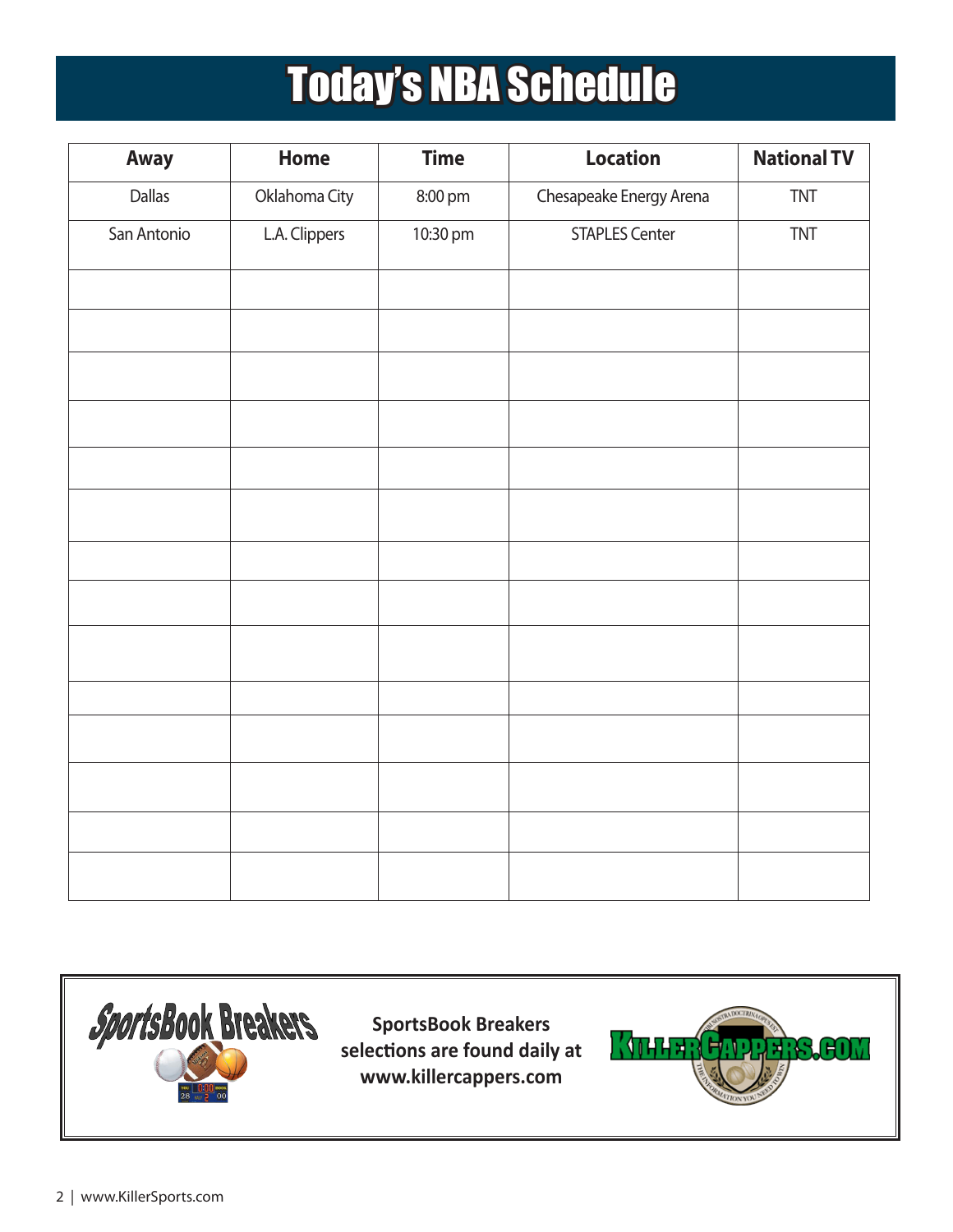# Today's NBA Schedule

| Away | Home | Time | Location | National TV |
|---|---|---|---|---|
| Dallas | Oklahoma City | 8:00 pm | Chesapeake Energy Arena | TNT |
| San Antonio | L.A. Clippers | 10:30 pm | STAPLES Center | TNT |
| | | | | |
| | | | | |
| | | | | |
| | | | | |
| | | | | |
| | | | | |
| | | | | |
| | | | | |
| | | | | |
| | | | | |
| | | | | |
| | | | | |
| | | | | |
| | | | | |

SportsBook Breakers

**SportsBook Breakers selections are found daily at www.killercappers.com**

KILLERCAPPERS.COM